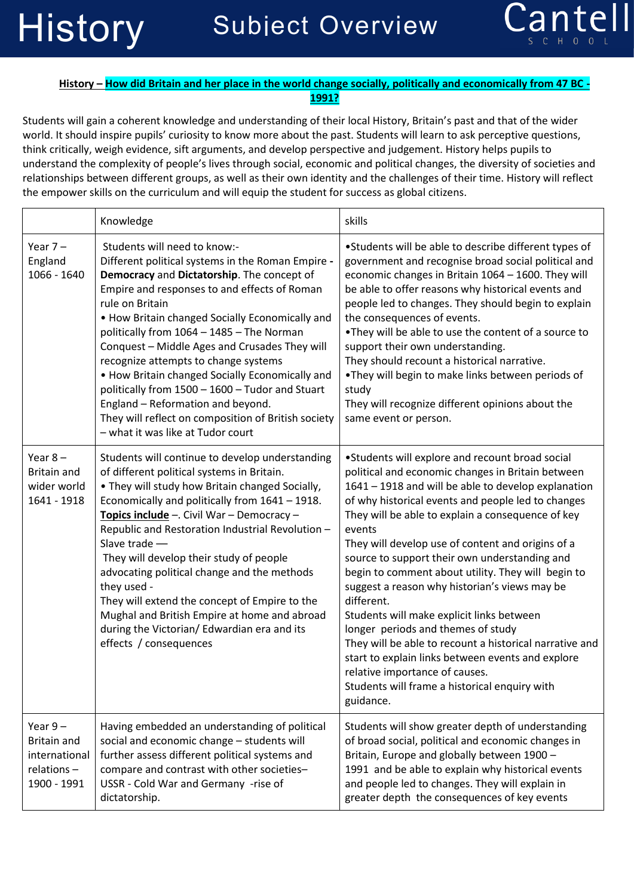# History Subject Overview

**History – How did Britain and her place in the world change socially, politically and economically from 47 BC - 1991?**

Students will gain a coherent knowledge and understanding of their local History, Britain's past and that of the wider world. It should inspire pupils' curiosity to know more about the past. Students will learn to ask perceptive questions, think critically, weigh evidence, sift arguments, and develop perspective and judgement. History helps pupils to understand the complexity of people's lives through social, economic and political changes, the diversity of societies and relationships between different groups, as well as their own identity and the challenges of their time. History will reflect the empower skills on the curriculum and will equip the student for success as global citizens.

| | Knowledge | skills |
|---|---|---|
| Year 7 – England 1066 - 1640 | Students will need to know:- Different political systems in the Roman Empire - **Democracy** and **Dictatorship**. The concept of Empire and responses to and effects of Roman rule on Britain<br>• How Britain changed Socially Economically and politically from 1064 – 1485 – The Norman Conquest – Middle Ages and Crusades They will recognize attempts to change systems<br>• How Britain changed Socially Economically and politically from 1500 – 1600 – Tudor and Stuart England – Reformation and beyond.<br>They will reflect on composition of British society – what it was like at Tudor court | •Students will be able to describe different types of government and recognise broad social political and economic changes in Britain 1064 – 1600. They will be able to offer reasons why historical events and people led to changes. They should begin to explain the consequences of events.<br>•They will be able to use the content of a source to support their own understanding.<br>They should recount a historical narrative.<br>•They will begin to make links between periods of study<br>They will recognize different opinions about the same event or person. |
| Year 8 – Britain and wider world 1641 - 1918 | Students will continue to develop understanding of different political systems in Britain.<br>• They will study how Britain changed Socially, Economically and politically from 1641 – 1918. **Topics include** –. Civil War – Democracy – Republic and Restoration Industrial Revolution – Slave trade —<br>They will develop their study of people advocating political change and the methods they used -<br>They will extend the concept of Empire to the Mughal and British Empire at home and abroad during the Victorian/ Edwardian era and its effects / consequences | •Students will explore and recount broad social political and economic changes in Britain between 1641 – 1918 and will be able to develop explanation of why historical events and people led to changes<br>They will be able to explain a consequence of key events<br>They will develop use of content and origins of a source to support their own understanding and begin to comment about utility. They will begin to suggest a reason why historian's views may be different.<br>Students will make explicit links between longer periods and themes of study<br>They will be able to recount a historical narrative and start to explain links between events and explore relative importance of causes.<br>Students will frame a historical enquiry with guidance. |
| Year 9 – Britain and international relations – 1900 - 1991 | Having embedded an understanding of political social and economic change – students will further assess different political systems and compare and contrast with other societies– USSR - Cold War and Germany -rise of dictatorship. | Students will show greater depth of understanding of broad social, political and economic changes in Britain, Europe and globally between 1900 – 1991 and be able to explain why historical events and people led to changes. They will explain in greater depth the consequences of key events |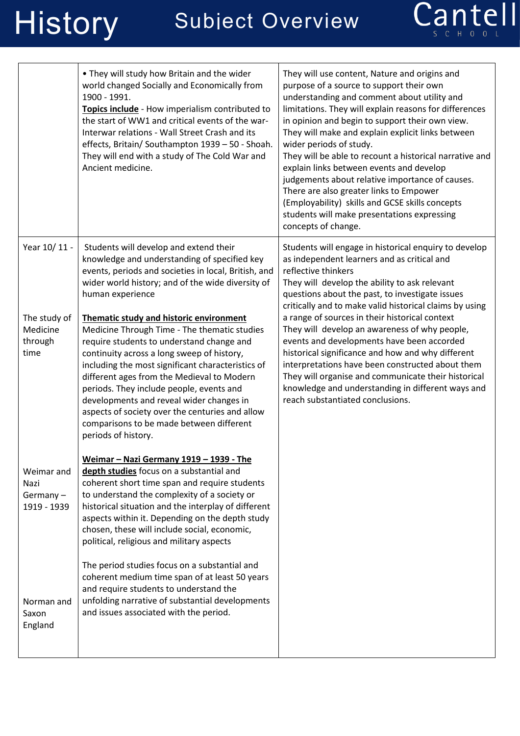| | | |
|---|---|---|
| | • They will study how Britain and the wider world changed Socially and Economically from 1900 - 1991.<br>**Topics include** - How imperialism contributed to the start of WW1 and critical events of the war- Interwar relations - Wall Street Crash and its effects, Britain/ Southampton 1939 – 50 - Shoah. They will end with a study of The Cold War and Ancient medicine. | They will use content, Nature and origins and purpose of a source to support their own understanding and comment about utility and limitations. They will explain reasons for differences in opinion and begin to support their own view. They will make and explain explicit links between wider periods of study.<br>They will be able to recount a historical narrative and explain links between events and develop judgements about relative importance of causes. There are also greater links to Empower (Employability) skills and GCSE skills concepts students will make presentations expressing concepts of change. |
| Year 10/ 11 -<br><br>The study of Medicine through time<br><br>Weimar and Nazi Germany – 1919 - 1939<br><br>Norman and Saxon England | Students will develop and extend their knowledge and understanding of specified key events, periods and societies in local, British, and wider world history; and of the wide diversity of human experience<br><br>**Thematic study and historic environment**<br>Medicine Through Time - The thematic studies require students to understand change and continuity across a long sweep of history, including the most significant characteristics of different ages from the Medieval to Modern periods. They include people, events and developments and reveal wider changes in aspects of society over the centuries and allow comparisons to be made between different periods of history.<br><br>**Weimar – Nazi Germany 1919 – 1939 - The depth studies** focus on a substantial and coherent short time span and require students to understand the complexity of a society or historical situation and the interplay of different aspects within it. Depending on the depth study chosen, these will include social, economic, political, religious and military aspects<br><br>The period studies focus on a substantial and coherent medium time span of at least 50 years and require students to understand the unfolding narrative of substantial developments and issues associated with the period. | Students will engage in historical enquiry to develop as independent learners and as critical and reflective thinkers<br>They will develop the ability to ask relevant questions about the past, to investigate issues critically and to make valid historical claims by using a range of sources in their historical context<br>They will develop an awareness of why people, events and developments have been accorded historical significance and how and why different interpretations have been constructed about them<br>They will organise and communicate their historical knowledge and understanding in different ways and reach substantiated conclusions. |